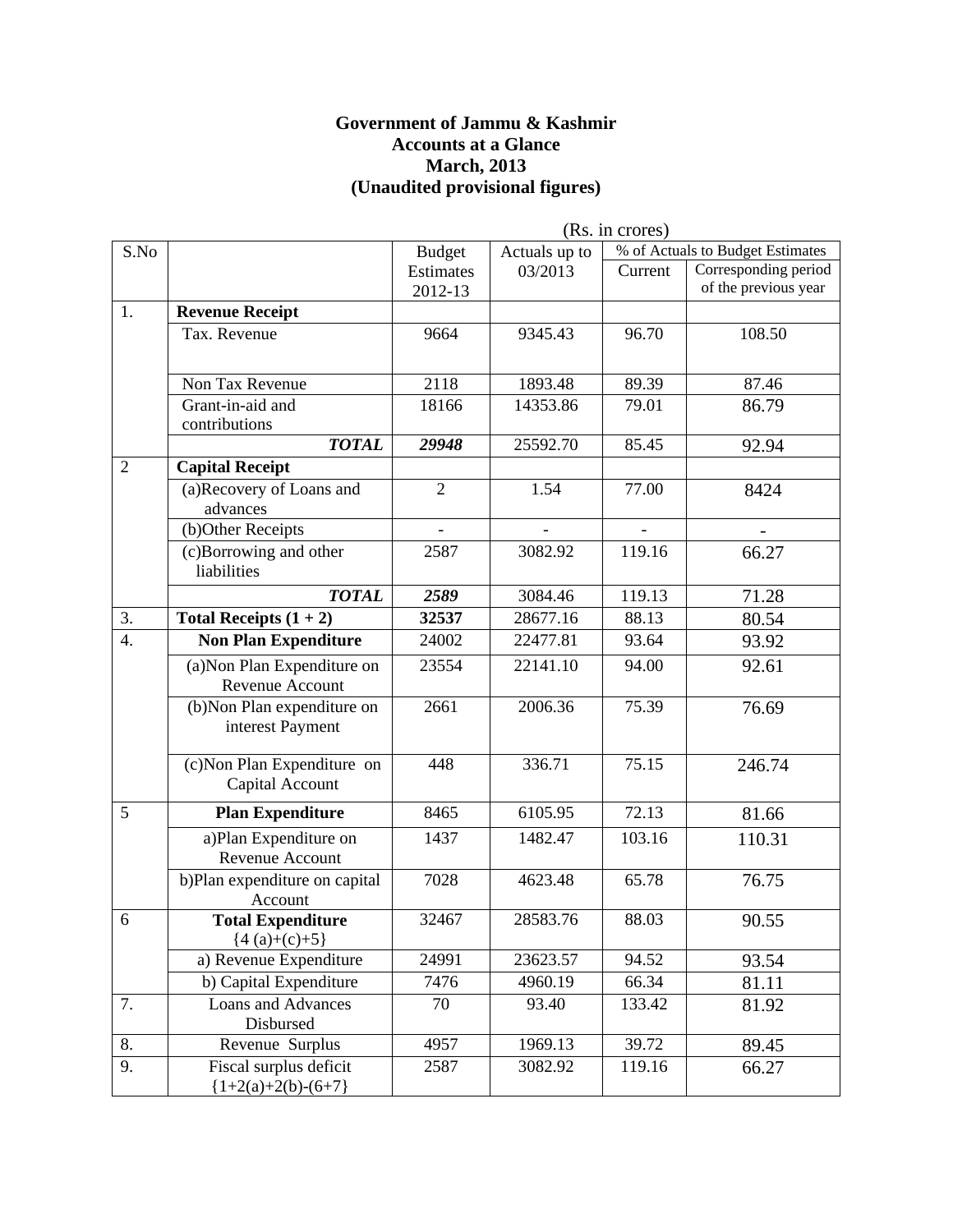**Government of Jammu & Kashmir**
**Accounts at a Glance**
**March, 2013**
**(Unaudited provisional figures)**

(Rs. in crores)

| S.No | | Budget Estimates 2012-13 | Actuals up to 03/2013 | % of Actuals to Budget Estimates | |
|---|---|---|---|---|---|
| | | | | Current | Corresponding period of the previous year |
| 1. | **Revenue Receipt** | | | | |
| | Tax. Revenue | 9664 | 9345.43 | 96.70 | 108.50 |
| | Non Tax Revenue | 2118 | 1893.48 | 89.39 | 87.46 |
| | Grant-in-aid and contributions | 18166 | 14353.86 | 79.01 | 86.79 |
| | ***TOTAL*** | ***29948*** | 25592.70 | 85.45 | 92.94 |
| 2 | **Capital Receipt** | | | | |
| | (a)Recovery of Loans and advances | 2 | 1.54 | 77.00 | 8424 |
| | (b)Other Receipts | - | - | - | - |
| | (c)Borrowing and other liabilities | 2587 | 3082.92 | 119.16 | 66.27 |
| | ***TOTAL*** | ***2589*** | 3084.46 | 119.13 | 71.28 |
| 3. | **Total Receipts (1 + 2)** | **32537** | 28677.16 | 88.13 | 80.54 |
| 4. | **Non Plan Expenditure** | 24002 | 22477.81 | 93.64 | 93.92 |
| | (a)Non Plan Expenditure on Revenue Account | 23554 | 22141.10 | 94.00 | 92.61 |
| | (b)Non Plan expenditure on interest Payment | 2661 | 2006.36 | 75.39 | 76.69 |
| | (c)Non Plan Expenditure on Capital Account | 448 | 336.71 | 75.15 | 246.74 |
| 5 | **Plan Expenditure** | 8465 | 6105.95 | 72.13 | 81.66 |
| | a)Plan Expenditure on Revenue Account | 1437 | 1482.47 | 103.16 | 110.31 |
| | b)Plan expenditure on capital Account | 7028 | 4623.48 | 65.78 | 76.75 |
| 6 | **Total Expenditure** {4 (a)+(c)+5} | 32467 | 28583.76 | 88.03 | 90.55 |
| | a) Revenue Expenditure | 24991 | 23623.57 | 94.52 | 93.54 |
| | b) Capital Expenditure | 7476 | 4960.19 | 66.34 | 81.11 |
| 7. | Loans and Advances Disbursed | 70 | 93.40 | 133.42 | 81.92 |
| 8. | Revenue Surplus | 4957 | 1969.13 | 39.72 | 89.45 |
| 9. | Fiscal surplus deficit {1+2(a)+2(b)-(6+7} | 2587 | 3082.92 | 119.16 | 66.27 |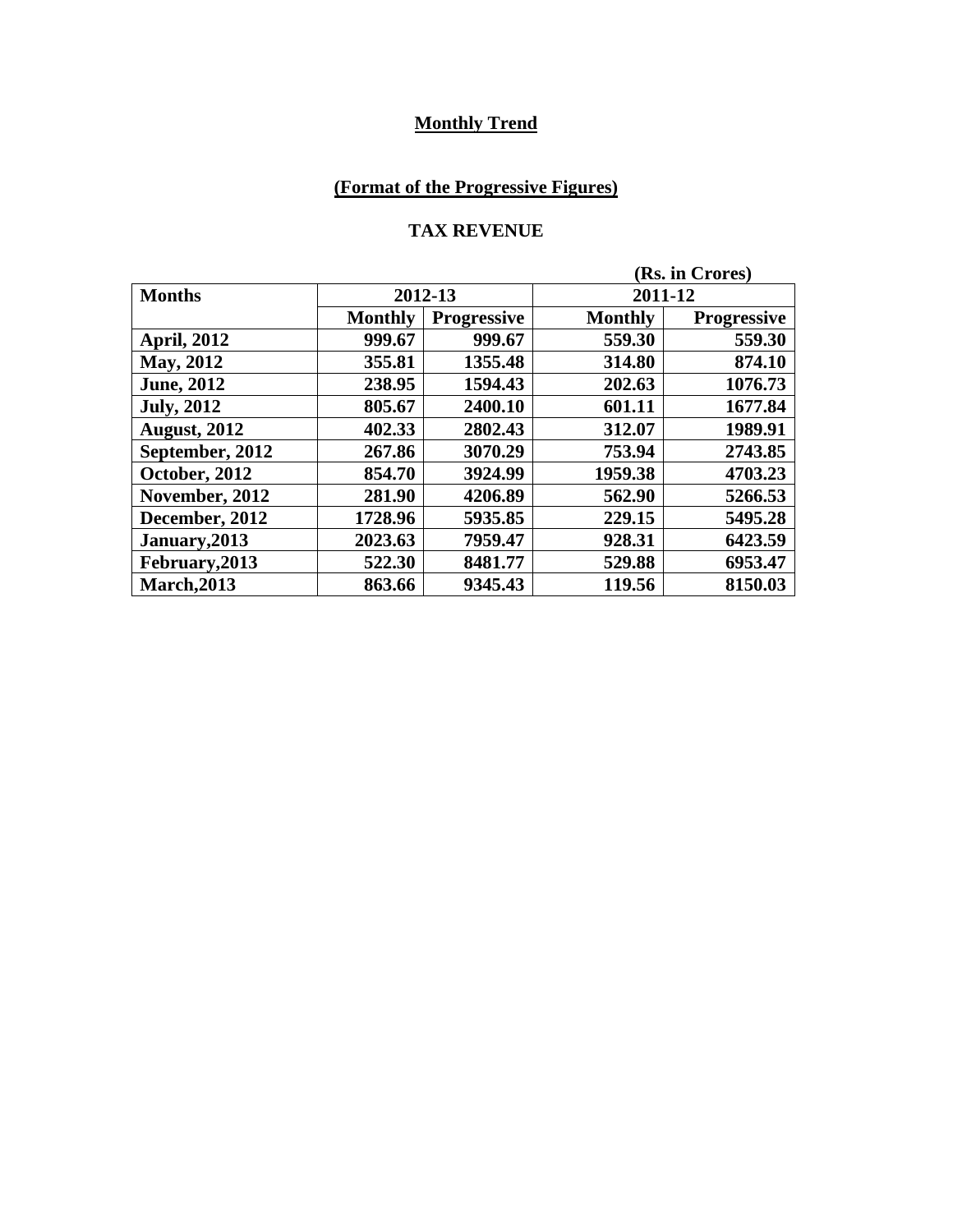## Monthly Trend

### (Format of the Progressive Figures)

### TAX REVENUE

(Rs. in Crores)

| Months | 2012-13 | | 2011-12 | |
|---|---|---|---|---|
| | Monthly | Progressive | Monthly | Progressive |
| April, 2012 | 999.67 | 999.67 | 559.30 | 559.30 |
| May, 2012 | 355.81 | 1355.48 | 314.80 | 874.10 |
| June, 2012 | 238.95 | 1594.43 | 202.63 | 1076.73 |
| July, 2012 | 805.67 | 2400.10 | 601.11 | 1677.84 |
| August, 2012 | 402.33 | 2802.43 | 312.07 | 1989.91 |
| September, 2012 | 267.86 | 3070.29 | 753.94 | 2743.85 |
| October, 2012 | 854.70 | 3924.99 | 1959.38 | 4703.23 |
| November, 2012 | 281.90 | 4206.89 | 562.90 | 5266.53 |
| December, 2012 | 1728.96 | 5935.85 | 229.15 | 5495.28 |
| January,2013 | 2023.63 | 7959.47 | 928.31 | 6423.59 |
| February,2013 | 522.30 | 8481.77 | 529.88 | 6953.47 |
| March,2013 | 863.66 | 9345.43 | 119.56 | 8150.03 |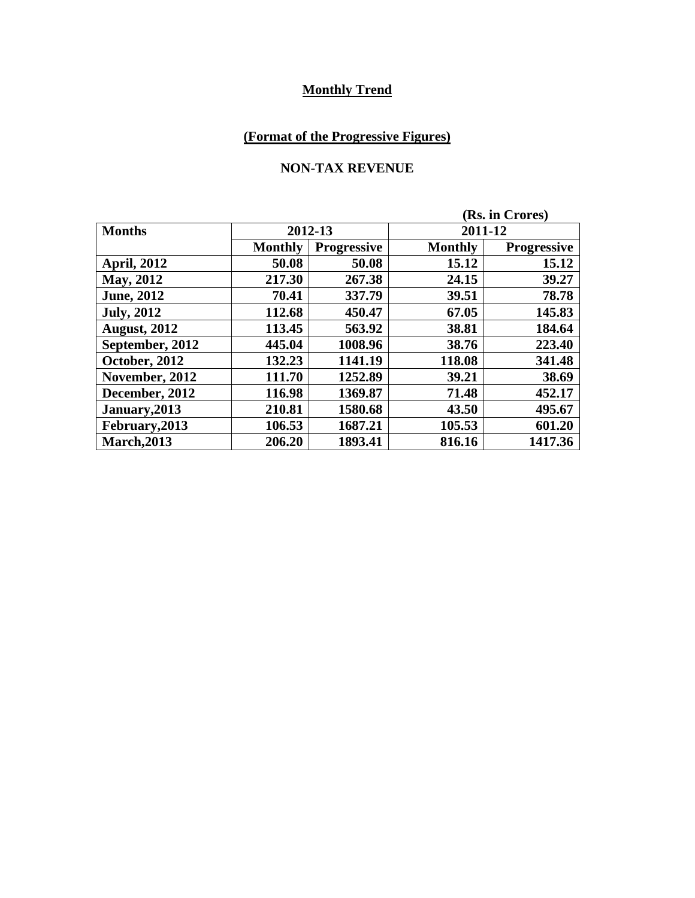**Monthly Trend**

**(Format of the Progressive Figures)**

**NON-TAX REVENUE**

(Rs. in Crores)

| Months | 2012-13 | | 2011-12 | |
|---|---|---|---|---|
| | Monthly | Progressive | Monthly | Progressive |
| April, 2012 | 50.08 | 50.08 | 15.12 | 15.12 |
| May, 2012 | 217.30 | 267.38 | 24.15 | 39.27 |
| June, 2012 | 70.41 | 337.79 | 39.51 | 78.78 |
| July, 2012 | 112.68 | 450.47 | 67.05 | 145.83 |
| August, 2012 | 113.45 | 563.92 | 38.81 | 184.64 |
| September, 2012 | 445.04 | 1008.96 | 38.76 | 223.40 |
| October, 2012 | 132.23 | 1141.19 | 118.08 | 341.48 |
| November, 2012 | 111.70 | 1252.89 | 39.21 | 38.69 |
| December, 2012 | 116.98 | 1369.87 | 71.48 | 452.17 |
| January,2013 | 210.81 | 1580.68 | 43.50 | 495.67 |
| February,2013 | 106.53 | 1687.21 | 105.53 | 601.20 |
| March,2013 | 206.20 | 1893.41 | 816.16 | 1417.36 |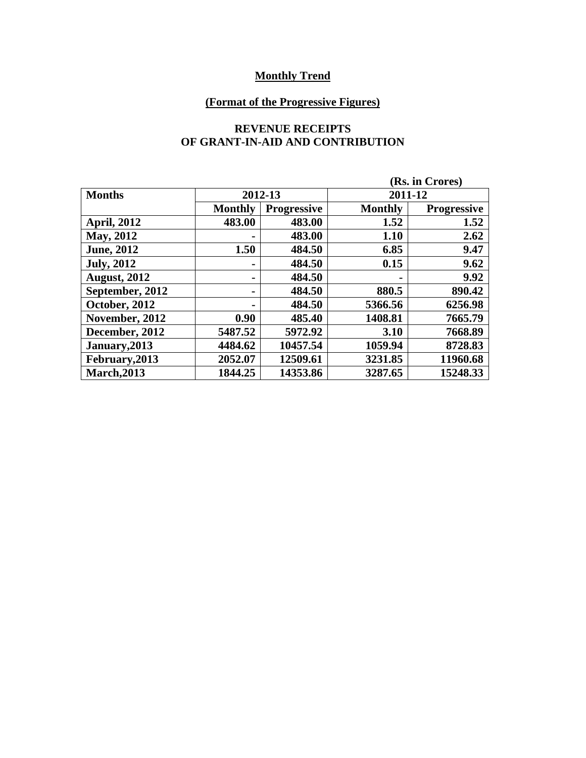**Monthly Trend**

**(Format of the Progressive Figures)**

**REVENUE RECEIPTS**
**OF GRANT-IN-AID AND CONTRIBUTION**

(Rs. in Crores)

| Months | 2012-13 | | 2011-12 | |
|---|---|---|---|---|
| | Monthly | Progressive | Monthly | Progressive |
| April, 2012 | 483.00 | 483.00 | 1.52 | 1.52 |
| May, 2012 | - | 483.00 | 1.10 | 2.62 |
| June, 2012 | 1.50 | 484.50 | 6.85 | 9.47 |
| July, 2012 | - | 484.50 | 0.15 | 9.62 |
| August, 2012 | - | 484.50 | - | 9.92 |
| September, 2012 | - | 484.50 | 880.5 | 890.42 |
| October, 2012 | - | 484.50 | 5366.56 | 6256.98 |
| November, 2012 | 0.90 | 485.40 | 1408.81 | 7665.79 |
| December, 2012 | 5487.52 | 5972.92 | 3.10 | 7668.89 |
| January,2013 | 4484.62 | 10457.54 | 1059.94 | 8728.83 |
| February,2013 | 2052.07 | 12509.61 | 3231.85 | 11960.68 |
| March,2013 | 1844.25 | 14353.86 | 3287.65 | 15248.33 |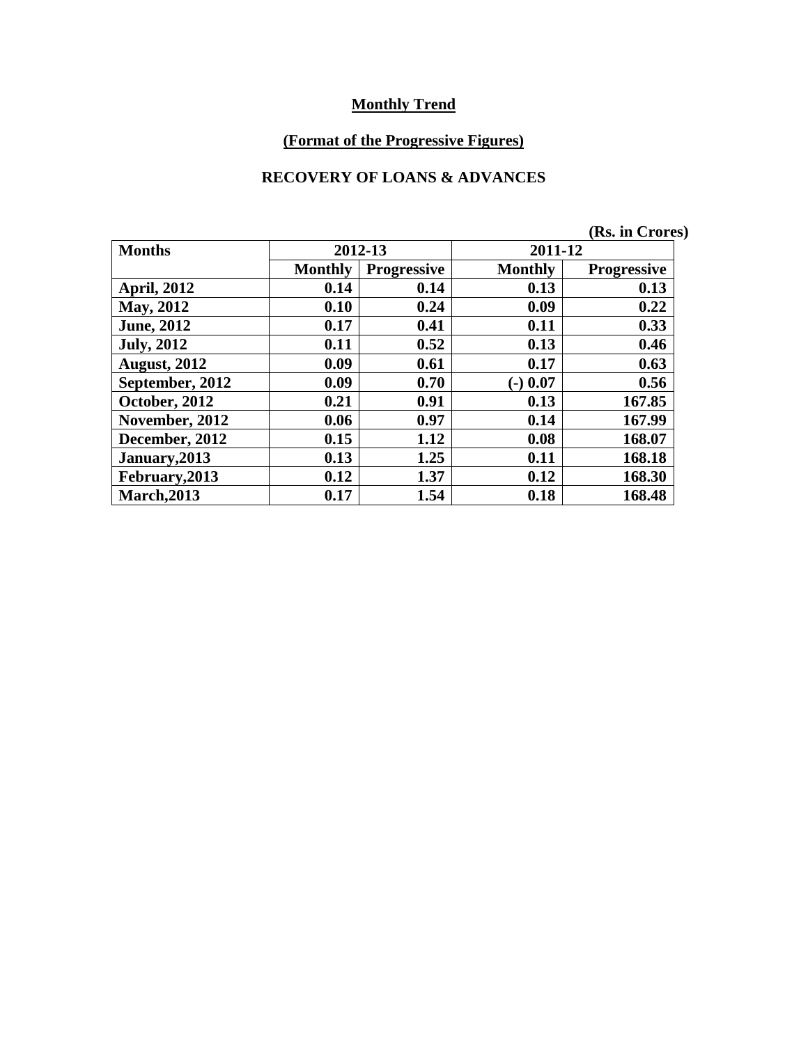**Monthly Trend**

**(Format of the Progressive Figures)**

**RECOVERY OF LOANS & ADVANCES**

(Rs. in Crores)

| Months | 2012-13 | | 2011-12 | |
|---|---|---|---|---|
| | Monthly | Progressive | Monthly | Progressive |
| April, 2012 | 0.14 | 0.14 | 0.13 | 0.13 |
| May, 2012 | 0.10 | 0.24 | 0.09 | 0.22 |
| June, 2012 | 0.17 | 0.41 | 0.11 | 0.33 |
| July, 2012 | 0.11 | 0.52 | 0.13 | 0.46 |
| August, 2012 | 0.09 | 0.61 | 0.17 | 0.63 |
| September, 2012 | 0.09 | 0.70 | (-) 0.07 | 0.56 |
| October, 2012 | 0.21 | 0.91 | 0.13 | 167.85 |
| November, 2012 | 0.06 | 0.97 | 0.14 | 167.99 |
| December, 2012 | 0.15 | 1.12 | 0.08 | 168.07 |
| January,2013 | 0.13 | 1.25 | 0.11 | 168.18 |
| February,2013 | 0.12 | 1.37 | 0.12 | 168.30 |
| March,2013 | 0.17 | 1.54 | 0.18 | 168.48 |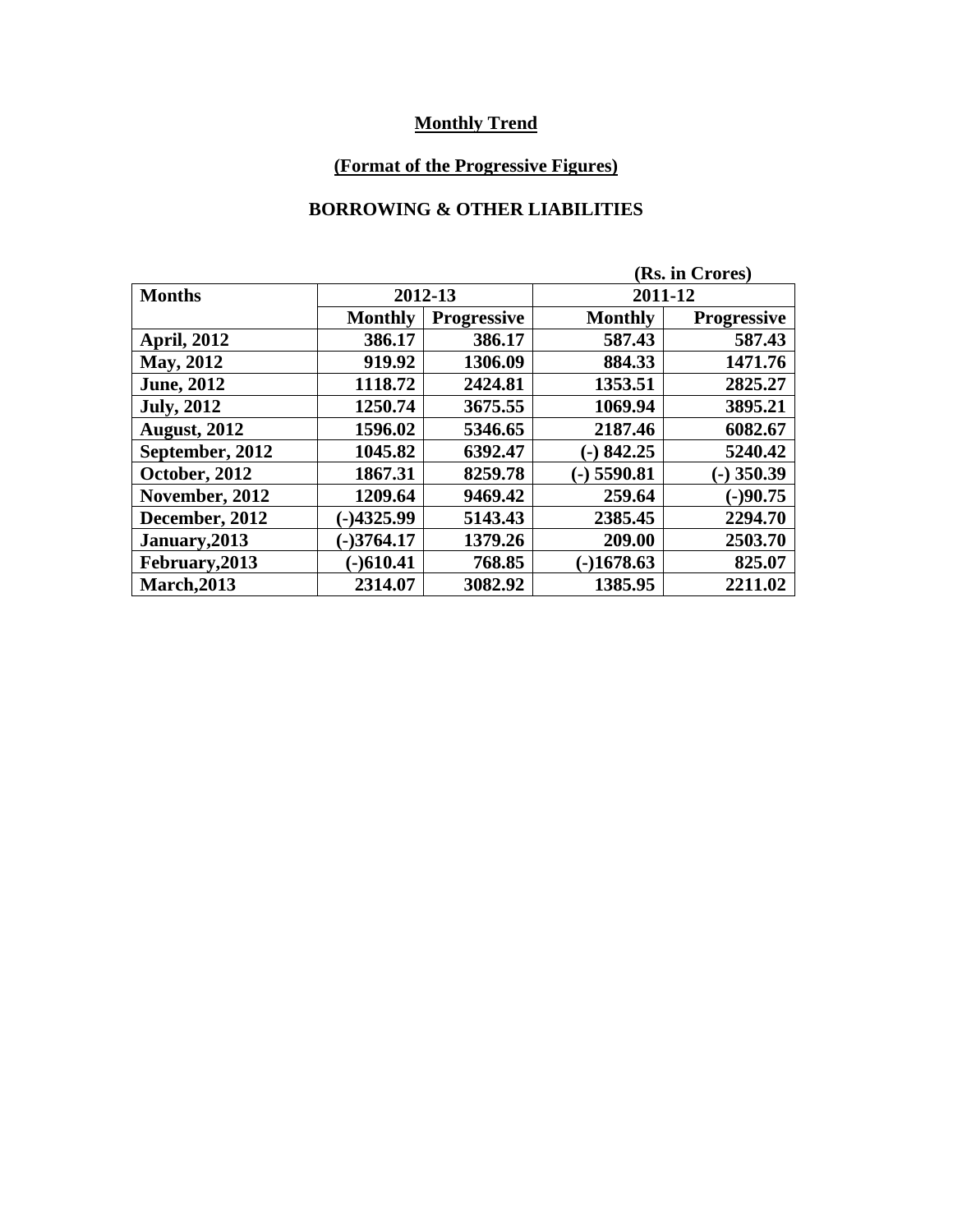**Monthly Trend**

**(Format of the Progressive Figures)**

**BORROWING & OTHER LIABILITIES**

(Rs. in Crores)

| Months | 2012-13 | | 2011-12 | |
|---|---|---|---|---|
| | Monthly | Progressive | Monthly | Progressive |
| April, 2012 | 386.17 | 386.17 | 587.43 | 587.43 |
| May, 2012 | 919.92 | 1306.09 | 884.33 | 1471.76 |
| June, 2012 | 1118.72 | 2424.81 | 1353.51 | 2825.27 |
| July, 2012 | 1250.74 | 3675.55 | 1069.94 | 3895.21 |
| August, 2012 | 1596.02 | 5346.65 | 2187.46 | 6082.67 |
| September, 2012 | 1045.82 | 6392.47 | (-) 842.25 | 5240.42 |
| October, 2012 | 1867.31 | 8259.78 | (-) 5590.81 | (-) 350.39 |
| November, 2012 | 1209.64 | 9469.42 | 259.64 | (-)90.75 |
| December, 2012 | (-)4325.99 | 5143.43 | 2385.45 | 2294.70 |
| January,2013 | (-)3764.17 | 1379.26 | 209.00 | 2503.70 |
| February,2013 | (-)610.41 | 768.85 | (-)1678.63 | 825.07 |
| March,2013 | 2314.07 | 3082.92 | 1385.95 | 2211.02 |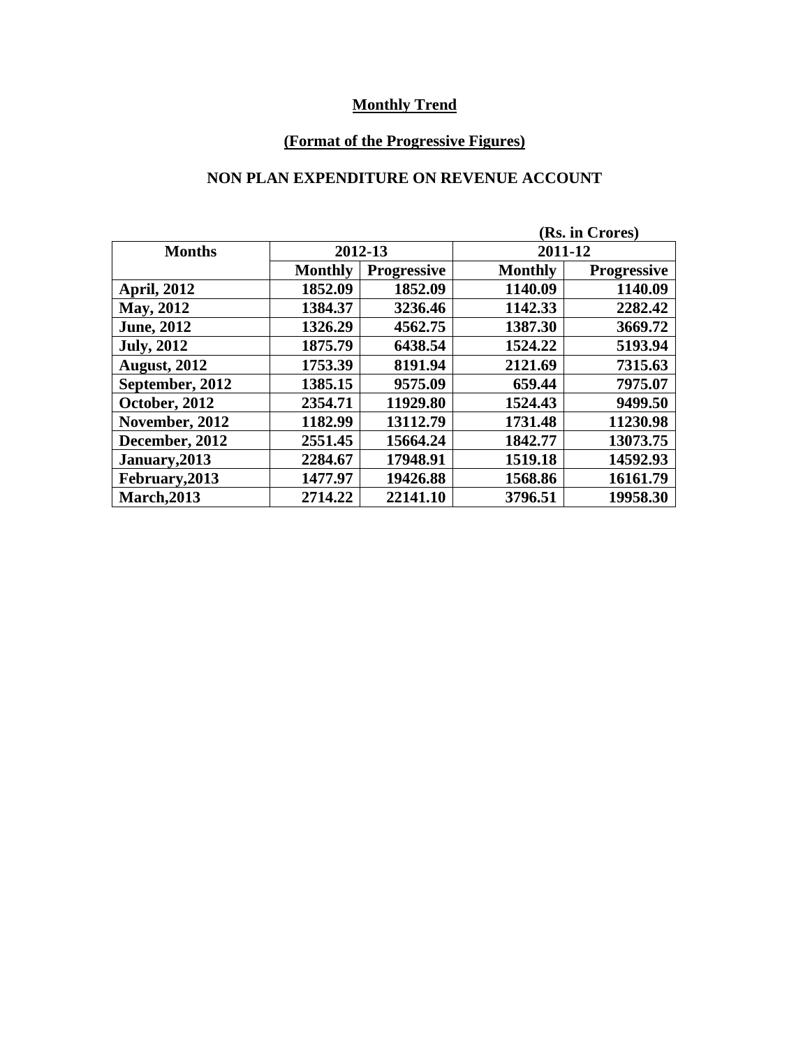## Monthly Trend

### (Format of the Progressive Figures)

### NON PLAN EXPENDITURE ON REVENUE ACCOUNT

(Rs. in Crores)

| Months | 2012-13 | | 2011-12 | |
|---|---|---|---|---|
| | Monthly | Progressive | Monthly | Progressive |
| April, 2012 | 1852.09 | 1852.09 | 1140.09 | 1140.09 |
| May, 2012 | 1384.37 | 3236.46 | 1142.33 | 2282.42 |
| June, 2012 | 1326.29 | 4562.75 | 1387.30 | 3669.72 |
| July, 2012 | 1875.79 | 6438.54 | 1524.22 | 5193.94 |
| August, 2012 | 1753.39 | 8191.94 | 2121.69 | 7315.63 |
| September, 2012 | 1385.15 | 9575.09 | 659.44 | 7975.07 |
| October, 2012 | 2354.71 | 11929.80 | 1524.43 | 9499.50 |
| November, 2012 | 1182.99 | 13112.79 | 1731.48 | 11230.98 |
| December, 2012 | 2551.45 | 15664.24 | 1842.77 | 13073.75 |
| January,2013 | 2284.67 | 17948.91 | 1519.18 | 14592.93 |
| February,2013 | 1477.97 | 19426.88 | 1568.86 | 16161.79 |
| March,2013 | 2714.22 | 22141.10 | 3796.51 | 19958.30 |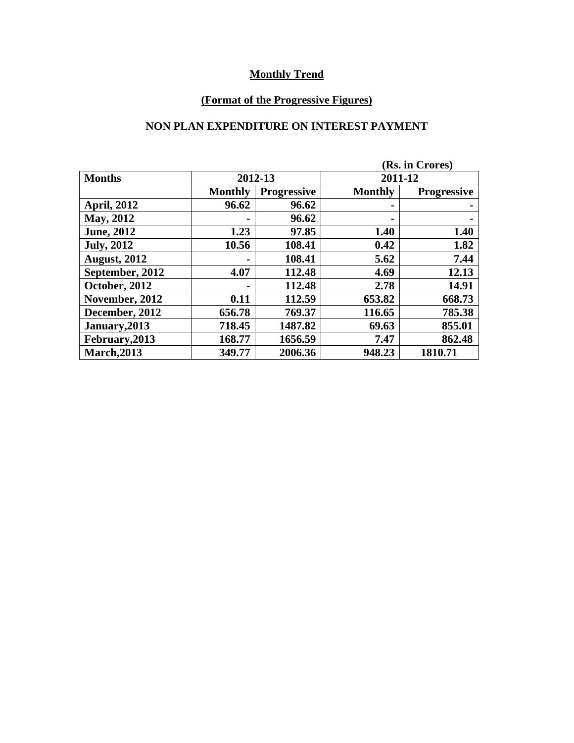**Monthly Trend**

**(Format of the Progressive Figures)**

**NON PLAN EXPENDITURE ON INTEREST PAYMENT**

(Rs. in Crores)

| Months | 2012-13 | | 2011-12 | |
|---|---|---|---|---|
| | Monthly | Progressive | Monthly | Progressive |
| April, 2012 | 96.62 | 96.62 | - | - |
| May, 2012 | - | 96.62 | - | - |
| June, 2012 | 1.23 | 97.85 | 1.40 | 1.40 |
| July, 2012 | 10.56 | 108.41 | 0.42 | 1.82 |
| August, 2012 | - | 108.41 | 5.62 | 7.44 |
| September, 2012 | 4.07 | 112.48 | 4.69 | 12.13 |
| October, 2012 | - | 112.48 | 2.78 | 14.91 |
| November, 2012 | 0.11 | 112.59 | 653.82 | 668.73 |
| December, 2012 | 656.78 | 769.37 | 116.65 | 785.38 |
| January,2013 | 718.45 | 1487.82 | 69.63 | 855.01 |
| February,2013 | 168.77 | 1656.59 | 7.47 | 862.48 |
| March,2013 | 349.77 | 2006.36 | 948.23 | 1810.71 |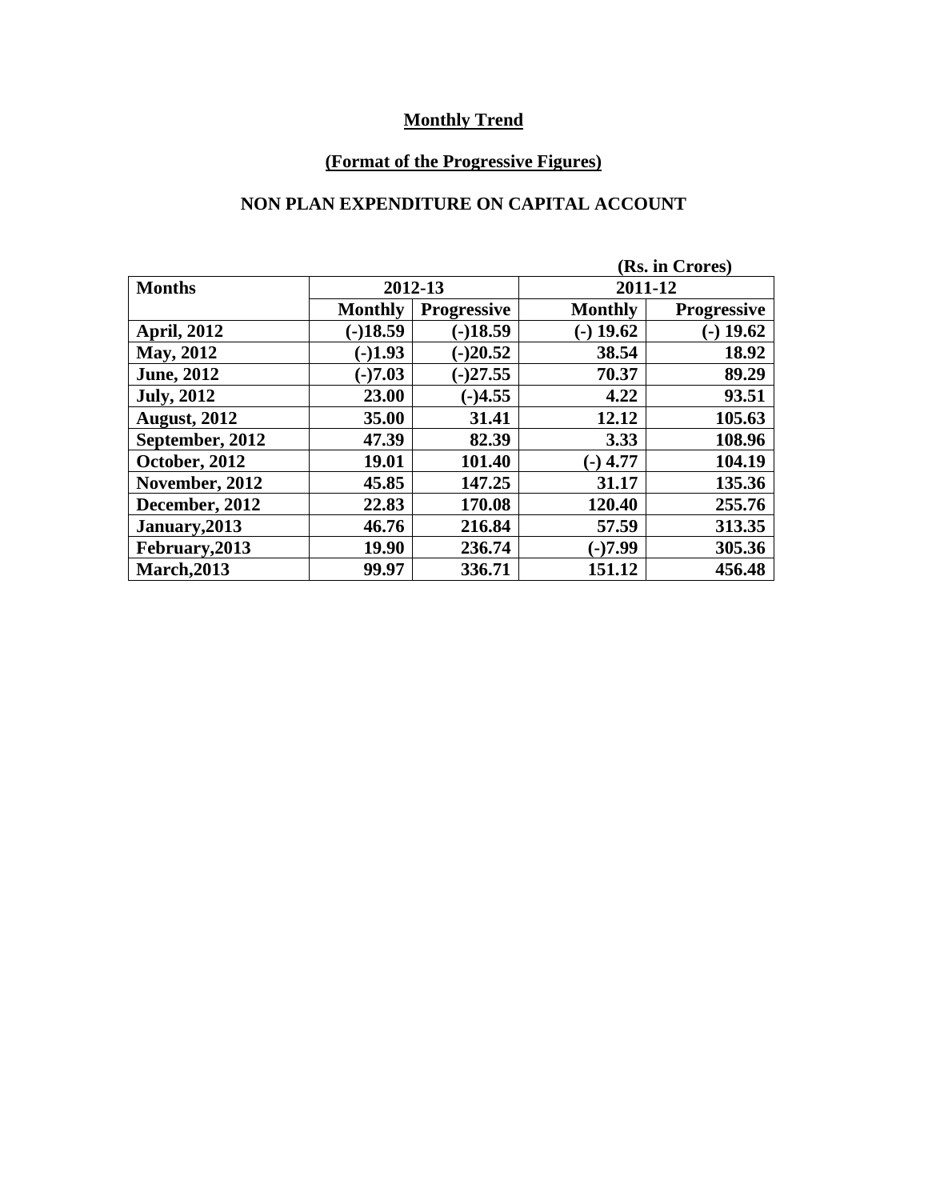## Monthly Trend

### (Format of the Progressive Figures)

### NON PLAN EXPENDITURE ON CAPITAL ACCOUNT

(Rs. in Crores)

| Months | 2012-13 | | 2011-12 | |
|---|---|---|---|---|
| | Monthly | Progressive | Monthly | Progressive |
| April, 2012 | (-)18.59 | (-)18.59 | (-) 19.62 | (-) 19.62 |
| May, 2012 | (-)1.93 | (-)20.52 | 38.54 | 18.92 |
| June, 2012 | (-)7.03 | (-)27.55 | 70.37 | 89.29 |
| July, 2012 | 23.00 | (-)4.55 | 4.22 | 93.51 |
| August, 2012 | 35.00 | 31.41 | 12.12 | 105.63 |
| September, 2012 | 47.39 | 82.39 | 3.33 | 108.96 |
| October, 2012 | 19.01 | 101.40 | (-) 4.77 | 104.19 |
| November, 2012 | 45.85 | 147.25 | 31.17 | 135.36 |
| December, 2012 | 22.83 | 170.08 | 120.40 | 255.76 |
| January,2013 | 46.76 | 216.84 | 57.59 | 313.35 |
| February,2013 | 19.90 | 236.74 | (-)7.99 | 305.36 |
| March,2013 | 99.97 | 336.71 | 151.12 | 456.48 |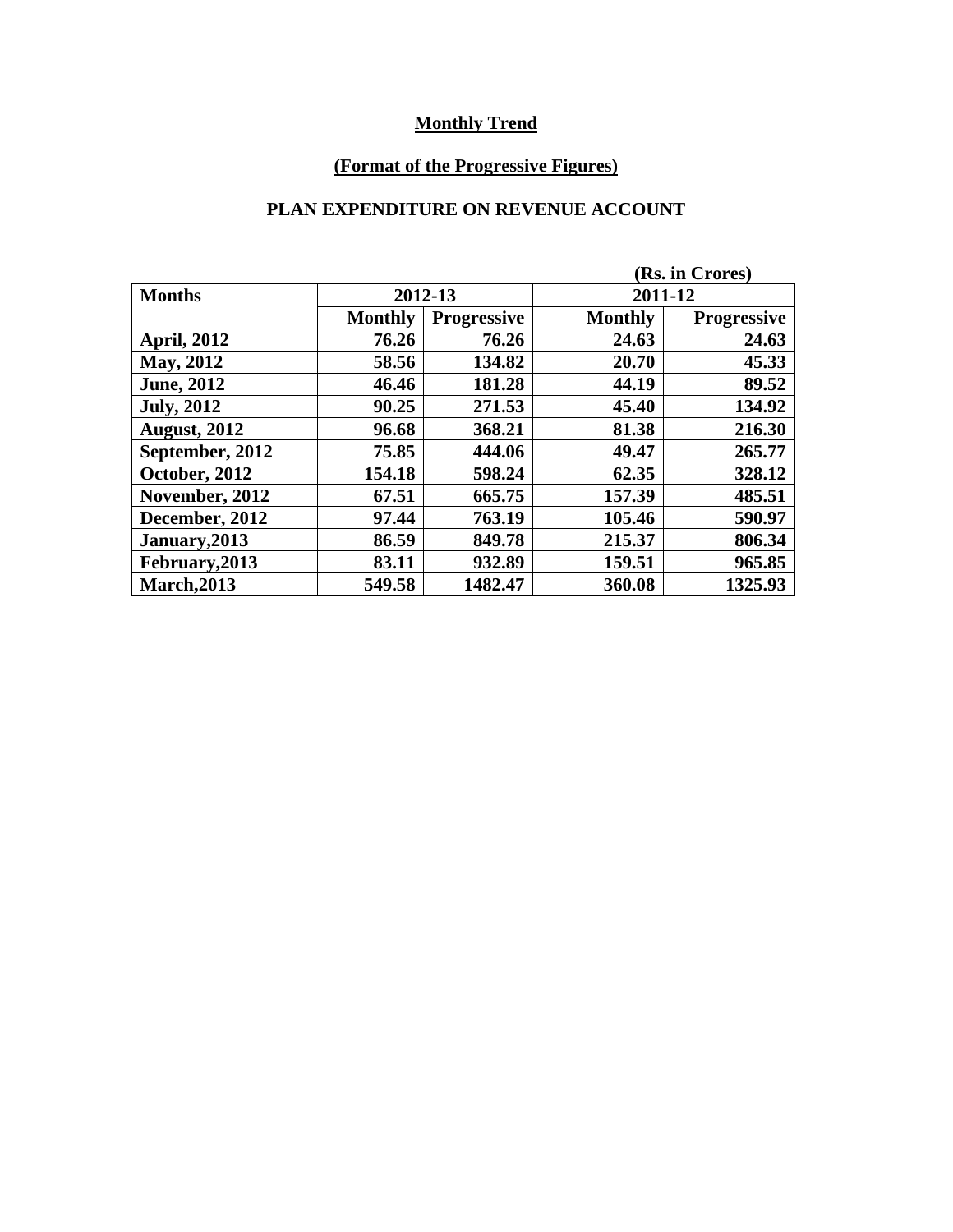# Monthly Trend

## (Format of the Progressive Figures)

### PLAN EXPENDITURE ON REVENUE ACCOUNT

(Rs. in Crores)

| Months | 2012-13 | | 2011-12 | |
|---|---|---|---|---|
| | Monthly | Progressive | Monthly | Progressive |
| April, 2012 | 76.26 | 76.26 | 24.63 | 24.63 |
| May, 2012 | 58.56 | 134.82 | 20.70 | 45.33 |
| June, 2012 | 46.46 | 181.28 | 44.19 | 89.52 |
| July, 2012 | 90.25 | 271.53 | 45.40 | 134.92 |
| August, 2012 | 96.68 | 368.21 | 81.38 | 216.30 |
| September, 2012 | 75.85 | 444.06 | 49.47 | 265.77 |
| October, 2012 | 154.18 | 598.24 | 62.35 | 328.12 |
| November, 2012 | 67.51 | 665.75 | 157.39 | 485.51 |
| December, 2012 | 97.44 | 763.19 | 105.46 | 590.97 |
| January,2013 | 86.59 | 849.78 | 215.37 | 806.34 |
| February,2013 | 83.11 | 932.89 | 159.51 | 965.85 |
| March,2013 | 549.58 | 1482.47 | 360.08 | 1325.93 |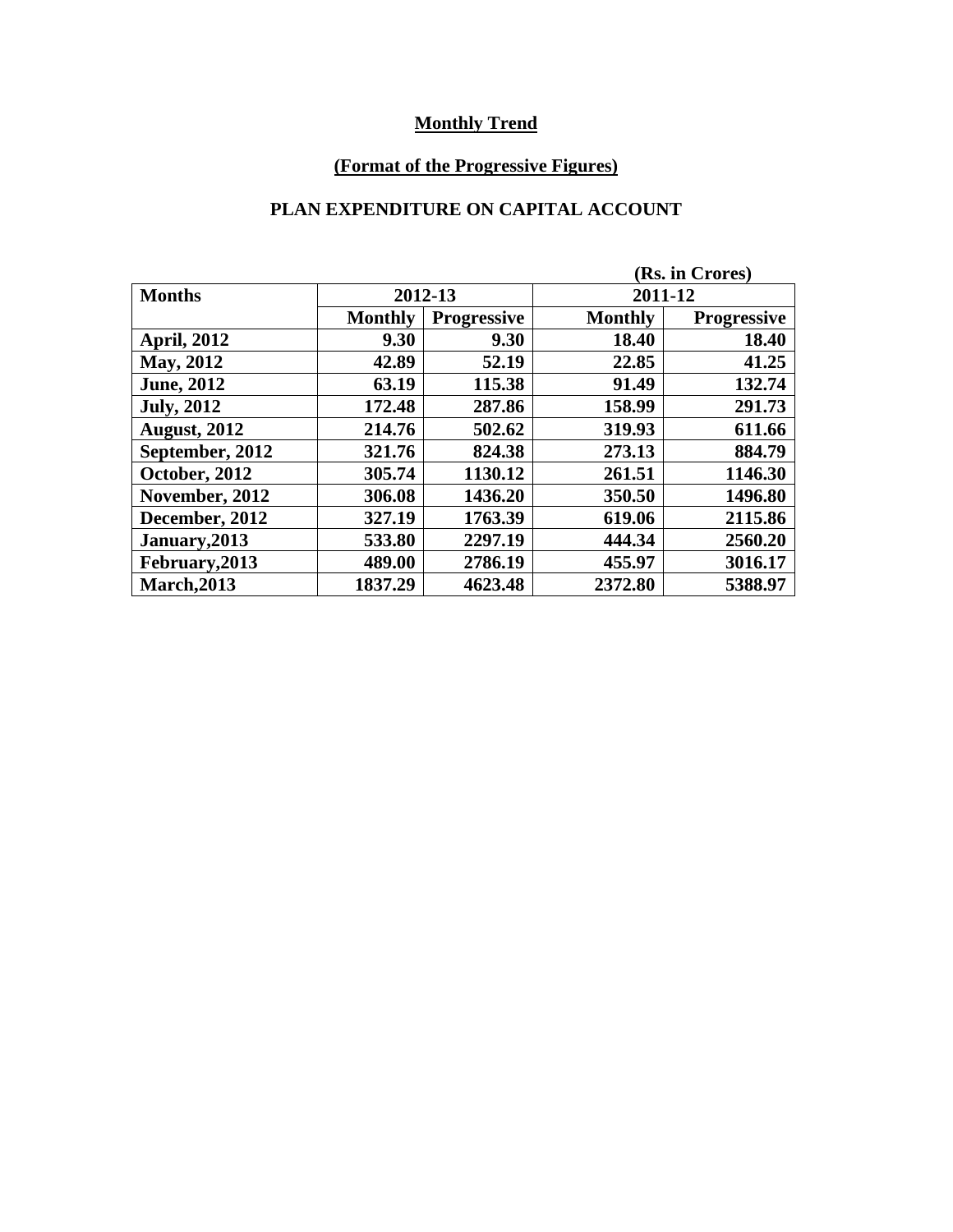**Monthly Trend**

**(Format of the Progressive Figures)**

**PLAN EXPENDITURE ON CAPITAL ACCOUNT**

(Rs. in Crores)

| Months | 2012-13 | | 2011-12 | |
|---|---|---|---|---|
| | Monthly | Progressive | Monthly | Progressive |
| April, 2012 | 9.30 | 9.30 | 18.40 | 18.40 |
| May, 2012 | 42.89 | 52.19 | 22.85 | 41.25 |
| June, 2012 | 63.19 | 115.38 | 91.49 | 132.74 |
| July, 2012 | 172.48 | 287.86 | 158.99 | 291.73 |
| August, 2012 | 214.76 | 502.62 | 319.93 | 611.66 |
| September, 2012 | 321.76 | 824.38 | 273.13 | 884.79 |
| October, 2012 | 305.74 | 1130.12 | 261.51 | 1146.30 |
| November, 2012 | 306.08 | 1436.20 | 350.50 | 1496.80 |
| December, 2012 | 327.19 | 1763.39 | 619.06 | 2115.86 |
| January,2013 | 533.80 | 2297.19 | 444.34 | 2560.20 |
| February,2013 | 489.00 | 2786.19 | 455.97 | 3016.17 |
| March,2013 | 1837.29 | 4623.48 | 2372.80 | 5388.97 |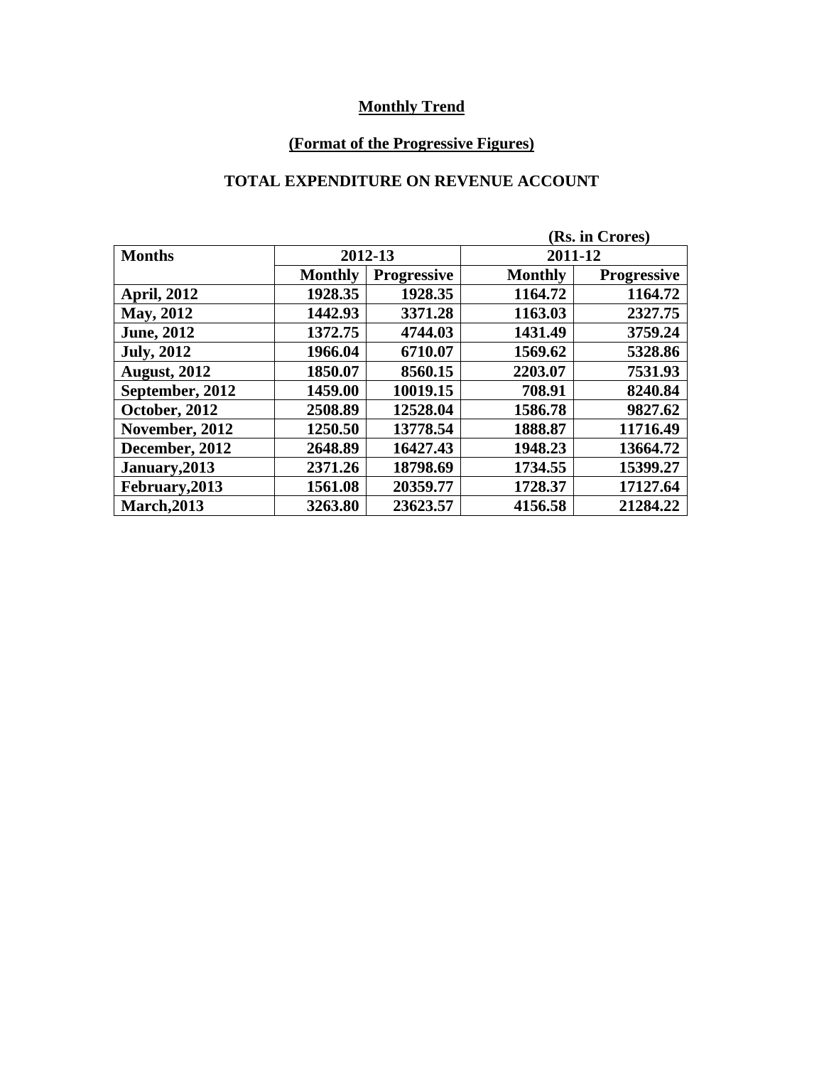## Monthly Trend

### (Format of the Progressive Figures)

### TOTAL EXPENDITURE ON REVENUE ACCOUNT

(Rs. in Crores)

| Months | 2012-13 | | 2011-12 | |
|---|---|---|---|---|
| | Monthly | Progressive | Monthly | Progressive |
| April, 2012 | 1928.35 | 1928.35 | 1164.72 | 1164.72 |
| May, 2012 | 1442.93 | 3371.28 | 1163.03 | 2327.75 |
| June, 2012 | 1372.75 | 4744.03 | 1431.49 | 3759.24 |
| July, 2012 | 1966.04 | 6710.07 | 1569.62 | 5328.86 |
| August, 2012 | 1850.07 | 8560.15 | 2203.07 | 7531.93 |
| September, 2012 | 1459.00 | 10019.15 | 708.91 | 8240.84 |
| October, 2012 | 2508.89 | 12528.04 | 1586.78 | 9827.62 |
| November, 2012 | 1250.50 | 13778.54 | 1888.87 | 11716.49 |
| December, 2012 | 2648.89 | 16427.43 | 1948.23 | 13664.72 |
| January,2013 | 2371.26 | 18798.69 | 1734.55 | 15399.27 |
| February,2013 | 1561.08 | 20359.77 | 1728.37 | 17127.64 |
| March,2013 | 3263.80 | 23623.57 | 4156.58 | 21284.22 |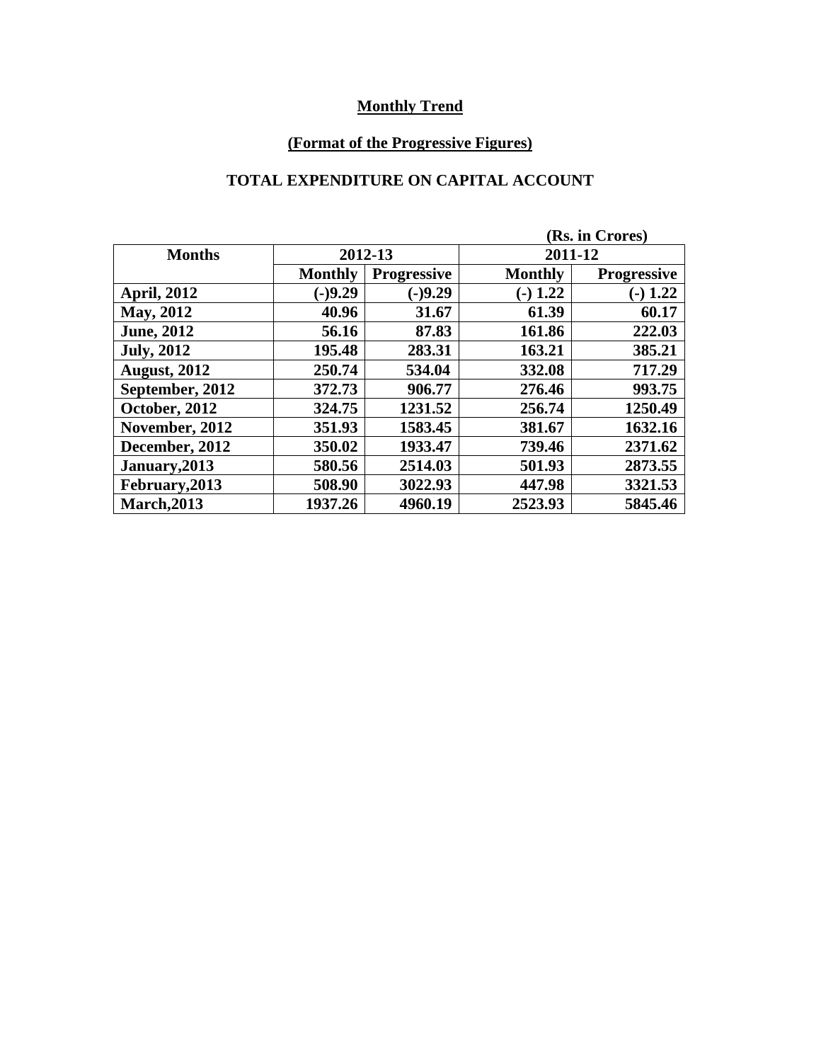## Monthly Trend

## (Format of the Progressive Figures)

## TOTAL EXPENDITURE ON CAPITAL ACCOUNT

(Rs. in Crores)

| Months | 2012-13 | | 2011-12 | |
|---|---|---|---|---|
| | Monthly | Progressive | Monthly | Progressive |
| April, 2012 | (-)9.29 | (-)9.29 | (-) 1.22 | (-) 1.22 |
| May, 2012 | 40.96 | 31.67 | 61.39 | 60.17 |
| June, 2012 | 56.16 | 87.83 | 161.86 | 222.03 |
| July, 2012 | 195.48 | 283.31 | 163.21 | 385.21 |
| August, 2012 | 250.74 | 534.04 | 332.08 | 717.29 |
| September, 2012 | 372.73 | 906.77 | 276.46 | 993.75 |
| October, 2012 | 324.75 | 1231.52 | 256.74 | 1250.49 |
| November, 2012 | 351.93 | 1583.45 | 381.67 | 1632.16 |
| December, 2012 | 350.02 | 1933.47 | 739.46 | 2371.62 |
| January,2013 | 580.56 | 2514.03 | 501.93 | 2873.55 |
| February,2013 | 508.90 | 3022.93 | 447.98 | 3321.53 |
| March,2013 | 1937.26 | 4960.19 | 2523.93 | 5845.46 |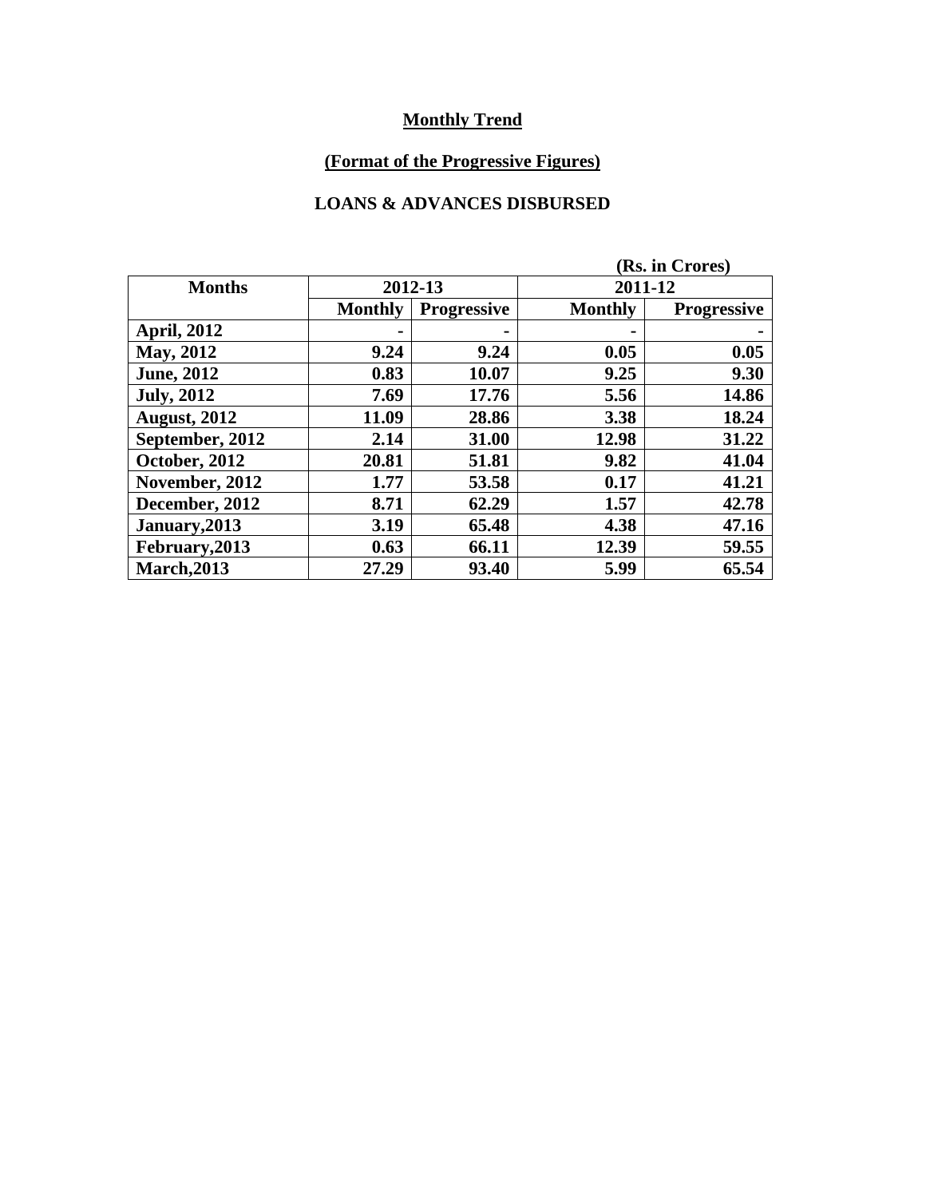## Monthly Trend

## (Format of the Progressive Figures)

### LOANS & ADVANCES DISBURSED

(Rs. in Crores)

| Months | 2012-13 | | 2011-12 | |
|---|---|---|---|---|
| | Monthly | Progressive | Monthly | Progressive |
| April, 2012 | - | - | - | - |
| May, 2012 | 9.24 | 9.24 | 0.05 | 0.05 |
| June, 2012 | 0.83 | 10.07 | 9.25 | 9.30 |
| July, 2012 | 7.69 | 17.76 | 5.56 | 14.86 |
| August, 2012 | 11.09 | 28.86 | 3.38 | 18.24 |
| September, 2012 | 2.14 | 31.00 | 12.98 | 31.22 |
| October, 2012 | 20.81 | 51.81 | 9.82 | 41.04 |
| November, 2012 | 1.77 | 53.58 | 0.17 | 41.21 |
| December, 2012 | 8.71 | 62.29 | 1.57 | 42.78 |
| January,2013 | 3.19 | 65.48 | 4.38 | 47.16 |
| February,2013 | 0.63 | 66.11 | 12.39 | 59.55 |
| March,2013 | 27.29 | 93.40 | 5.99 | 65.54 |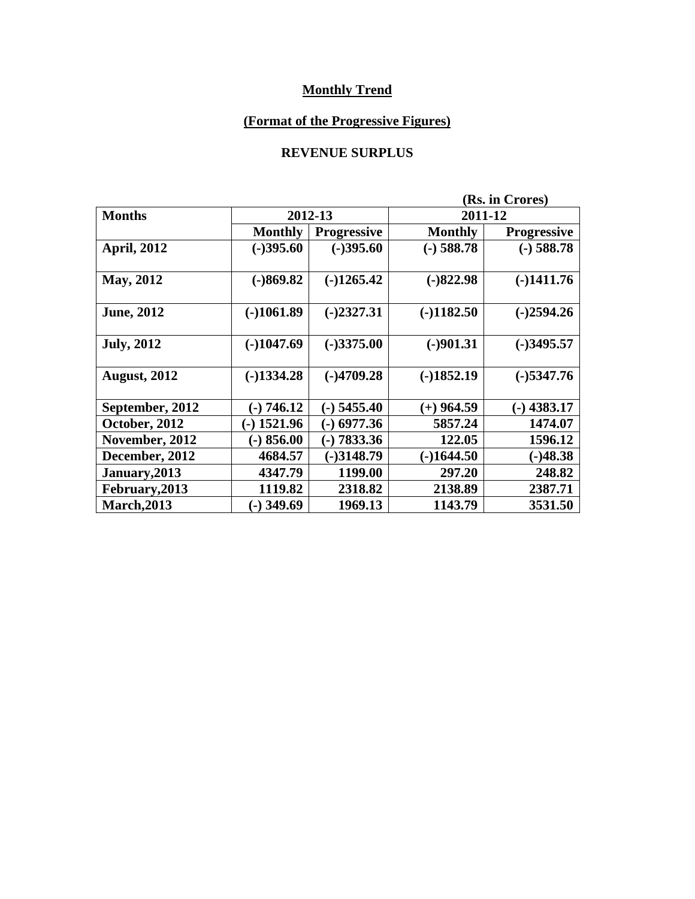**Monthly Trend**

**(Format of the Progressive Figures)**

**REVENUE SURPLUS**

(Rs. in Crores)

| Months | 2012-13 | | 2011-12 | |
|---|---|---|---|---|
| | Monthly | Progressive | Monthly | Progressive |
| April, 2012 | (-)395.60 | (-)395.60 | (-) 588.78 | (-) 588.78 |
| May, 2012 | (-)869.82 | (-)1265.42 | (-)822.98 | (-)1411.76 |
| June, 2012 | (-)1061.89 | (-)2327.31 | (-)1182.50 | (-)2594.26 |
| July, 2012 | (-)1047.69 | (-)3375.00 | (-)901.31 | (-)3495.57 |
| August, 2012 | (-)1334.28 | (-)4709.28 | (-)1852.19 | (-)5347.76 |
| September, 2012 | (-) 746.12 | (-) 5455.40 | (+) 964.59 | (-) 4383.17 |
| October, 2012 | (-) 1521.96 | (-) 6977.36 | 5857.24 | 1474.07 |
| November, 2012 | (-) 856.00 | (-) 7833.36 | 122.05 | 1596.12 |
| December, 2012 | 4684.57 | (-)3148.79 | (-)1644.50 | (-)48.38 |
| January,2013 | 4347.79 | 1199.00 | 297.20 | 248.82 |
| February,2013 | 1119.82 | 2318.82 | 2138.89 | 2387.71 |
| March,2013 | (-) 349.69 | 1969.13 | 1143.79 | 3531.50 |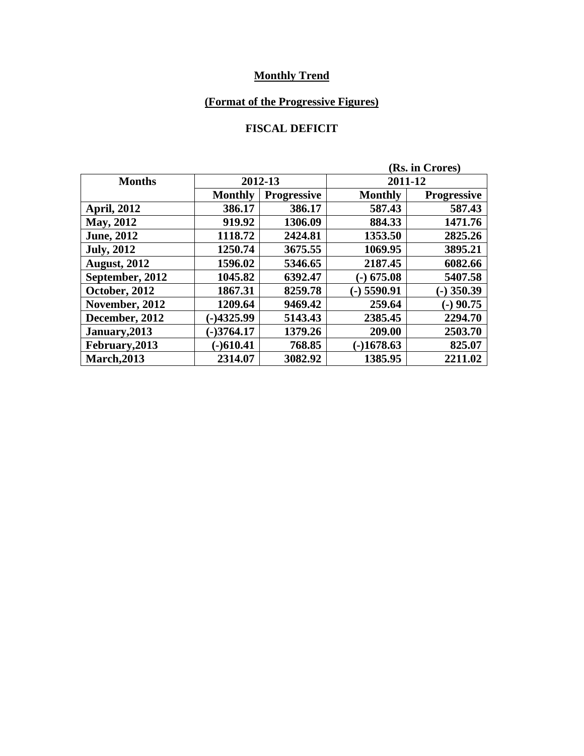**Monthly Trend**

**(Format of the Progressive Figures)**

**FISCAL DEFICIT**

(Rs. in Crores)

| Months | 2012-13 | | 2011-12 | |
|---|---|---|---|---|
| | Monthly | Progressive | Monthly | Progressive |
| April, 2012 | 386.17 | 386.17 | 587.43 | 587.43 |
| May, 2012 | 919.92 | 1306.09 | 884.33 | 1471.76 |
| June, 2012 | 1118.72 | 2424.81 | 1353.50 | 2825.26 |
| July, 2012 | 1250.74 | 3675.55 | 1069.95 | 3895.21 |
| August, 2012 | 1596.02 | 5346.65 | 2187.45 | 6082.66 |
| September, 2012 | 1045.82 | 6392.47 | (-) 675.08 | 5407.58 |
| October, 2012 | 1867.31 | 8259.78 | (-) 5590.91 | (-) 350.39 |
| November, 2012 | 1209.64 | 9469.42 | 259.64 | (-) 90.75 |
| December, 2012 | (-)4325.99 | 5143.43 | 2385.45 | 2294.70 |
| January,2013 | (-)3764.17 | 1379.26 | 209.00 | 2503.70 |
| February,2013 | (-)610.41 | 768.85 | (-)1678.63 | 825.07 |
| March,2013 | 2314.07 | 3082.92 | 1385.95 | 2211.02 |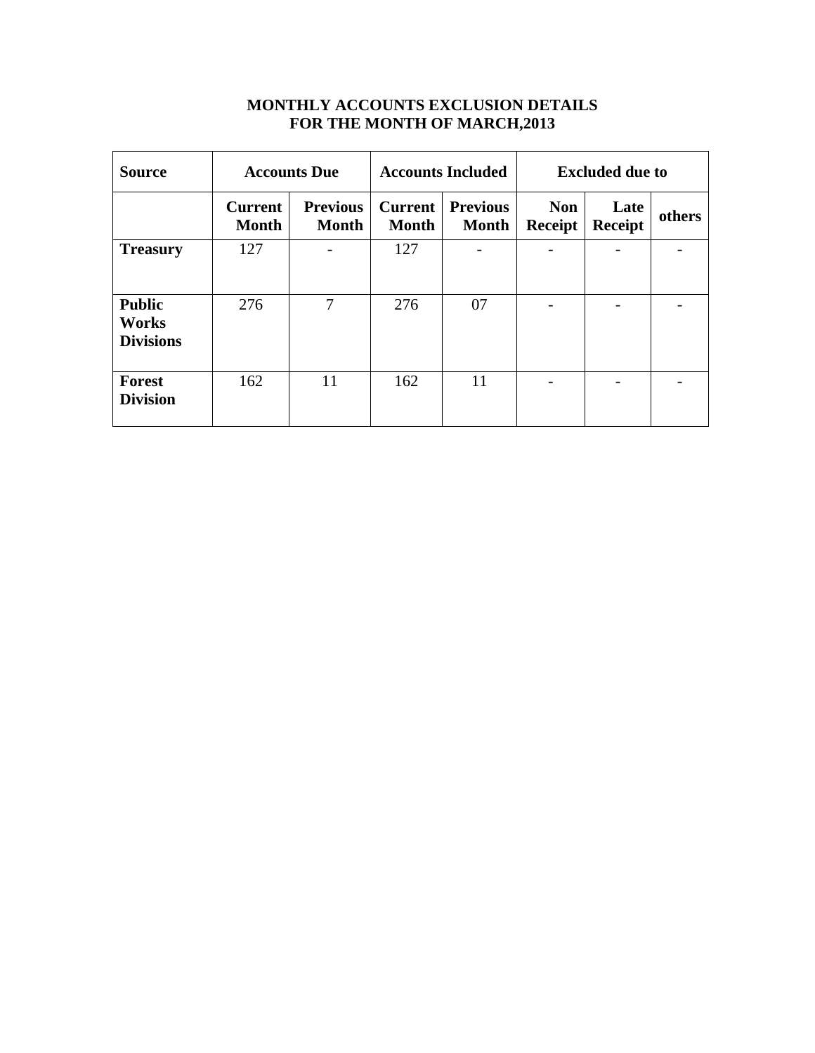**MONTHLY ACCOUNTS EXCLUSION DETAILS**
**FOR THE MONTH OF MARCH,2013**

| Source | Accounts Due | | Accounts Included | | Excluded due to | | |
|---|---|---|---|---|---|---|---|
| | Current Month | Previous Month | Current Month | Previous Month | Non Receipt | Late Receipt | others |
| **Treasury** | 127 | - | 127 | - | - | - | - |
| **Public Works Divisions** | 276 | 7 | 276 | 07 | - | - | - |
| **Forest Division** | 162 | 11 | 162 | 11 | - | - | - |